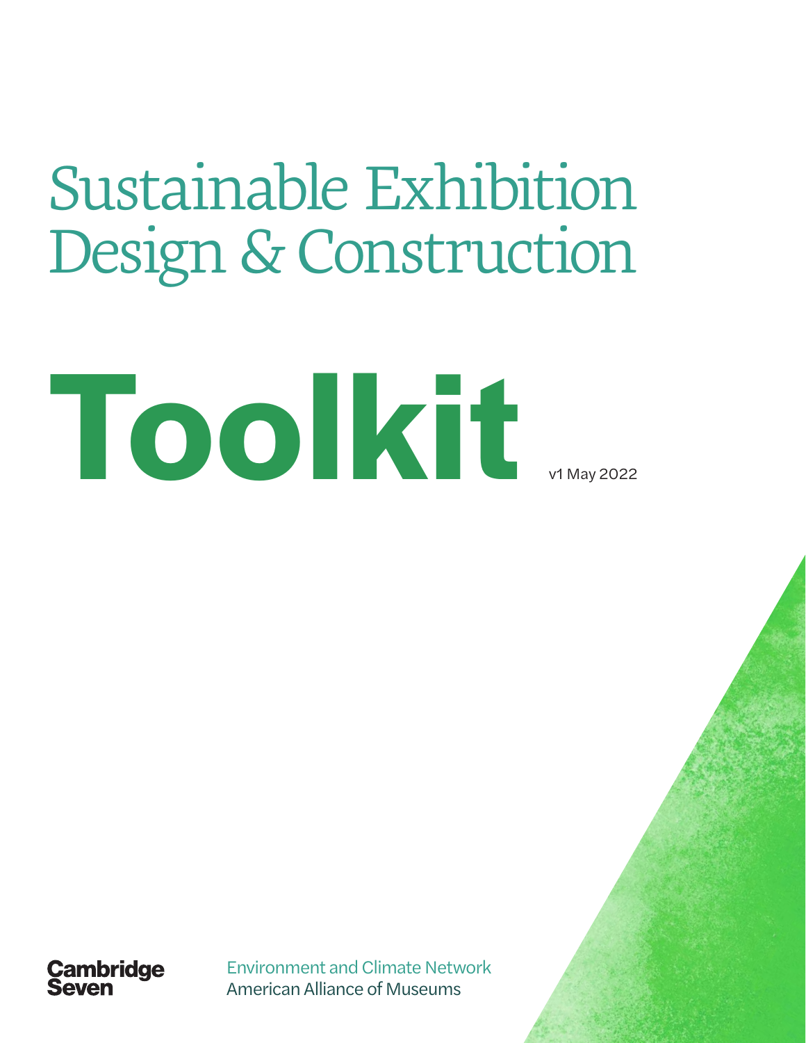# Sustainable Exhibition Design & Construction

# Toolkit

v1 May 2022

Cambridge Seven

Environment and Climate Network
American Alliance of Museums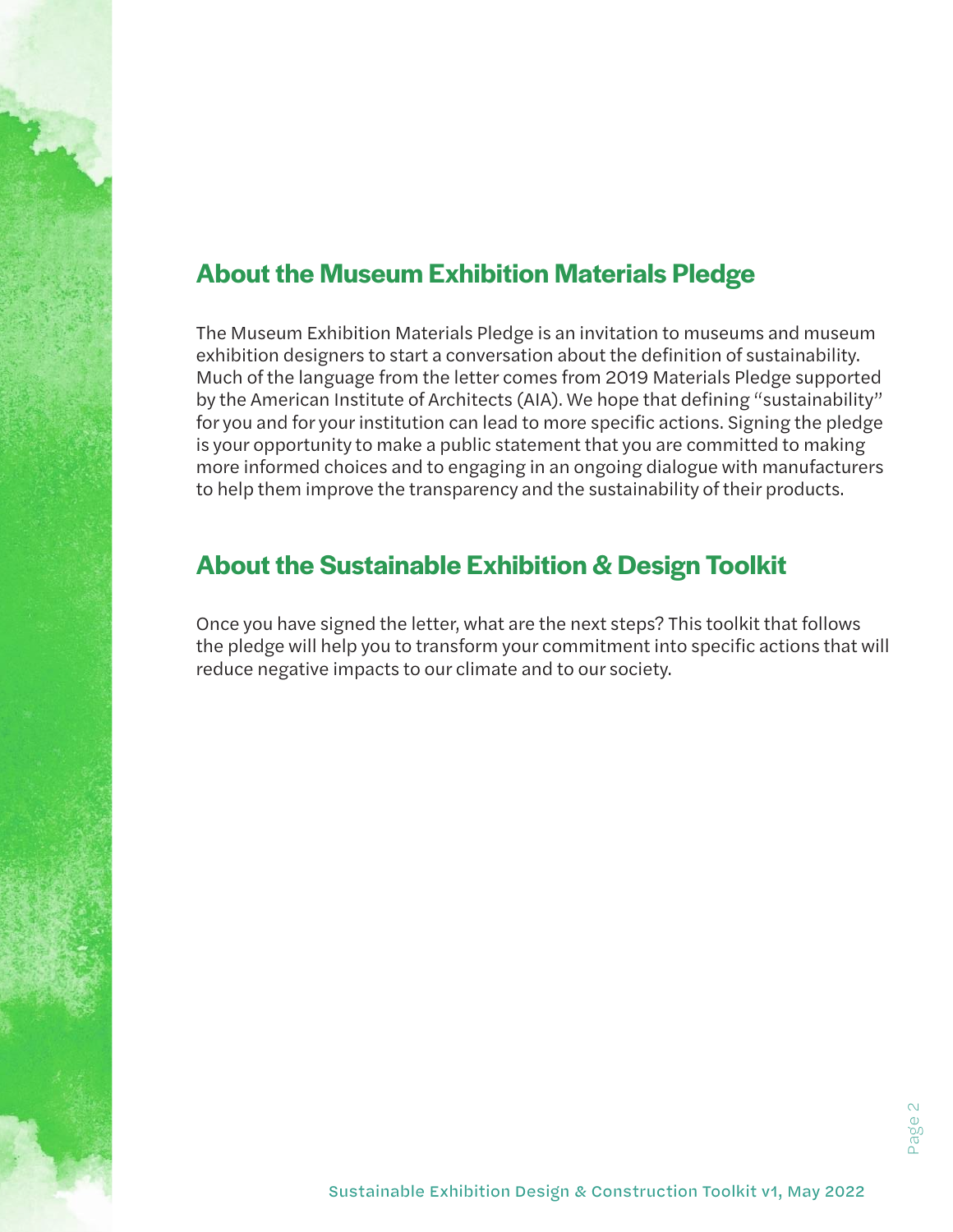## About the Museum Exhibition Materials Pledge

The Museum Exhibition Materials Pledge is an invitation to museums and museum exhibition designers to start a conversation about the definition of sustainability. Much of the language from the letter comes from 2019 Materials Pledge supported by the American Institute of Architects (AIA). We hope that defining "sustainability" for you and for your institution can lead to more specific actions. Signing the pledge is your opportunity to make a public statement that you are committed to making more informed choices and to engaging in an ongoing dialogue with manufacturers to help them improve the transparency and the sustainability of their products.

## About the Sustainable Exhibition & Design Toolkit

Once you have signed the letter, what are the next steps? This toolkit that follows the pledge will help you to transform your commitment into specific actions that will reduce negative impacts to our climate and to our society.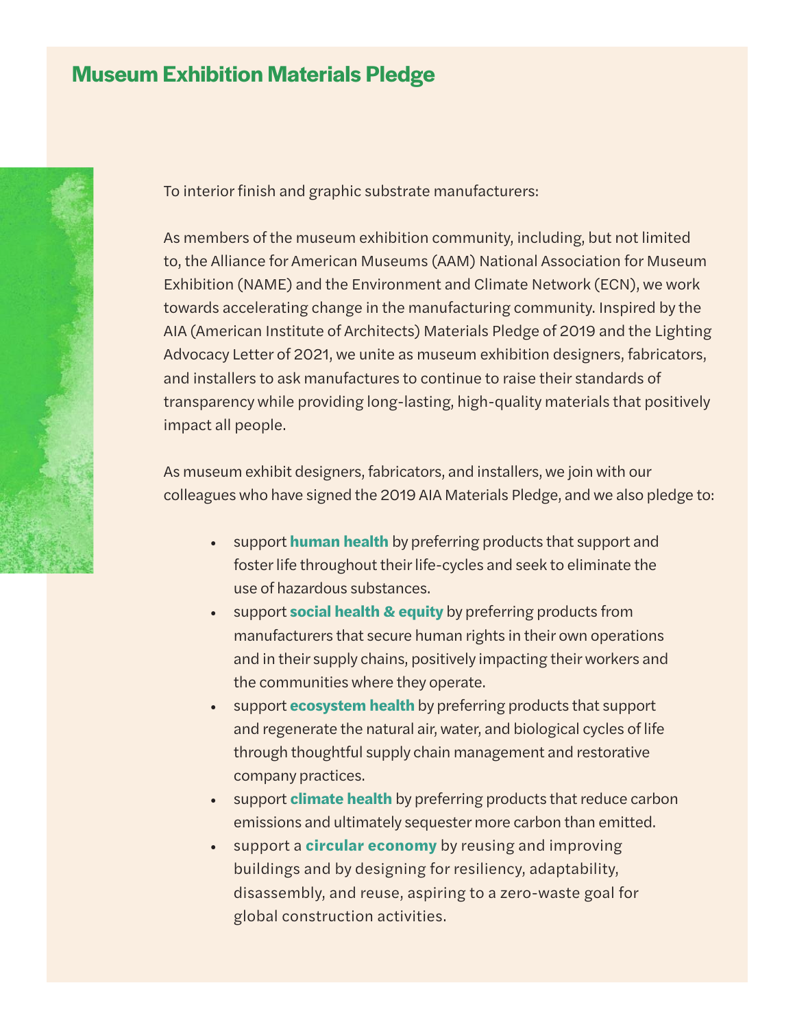# Museum Exhibition Materials Pledge

To interior finish and graphic substrate manufacturers:

As members of the museum exhibition community, including, but not limited to, the Alliance for American Museums (AAM) National Association for Museum Exhibition (NAME) and the Environment and Climate Network (ECN), we work towards accelerating change in the manufacturing community. Inspired by the AIA (American Institute of Architects) Materials Pledge of 2019 and the Lighting Advocacy Letter of 2021, we unite as museum exhibition designers, fabricators, and installers to ask manufactures to continue to raise their standards of transparency while providing long-lasting, high-quality materials that positively impact all people.

As museum exhibit designers, fabricators, and installers, we join with our colleagues who have signed the 2019 AIA Materials Pledge, and we also pledge to:

- support **human health** by preferring products that support and foster life throughout their life-cycles and seek to eliminate the use of hazardous substances.
- support **social health & equity** by preferring products from manufacturers that secure human rights in their own operations and in their supply chains, positively impacting their workers and the communities where they operate.
- support **ecosystem health** by preferring products that support and regenerate the natural air, water, and biological cycles of life through thoughtful supply chain management and restorative company practices.
- support **climate health** by preferring products that reduce carbon emissions and ultimately sequester more carbon than emitted.
- support a **circular economy** by reusing and improving buildings and by designing for resiliency, adaptability, disassembly, and reuse, aspiring to a zero-waste goal for global construction activities.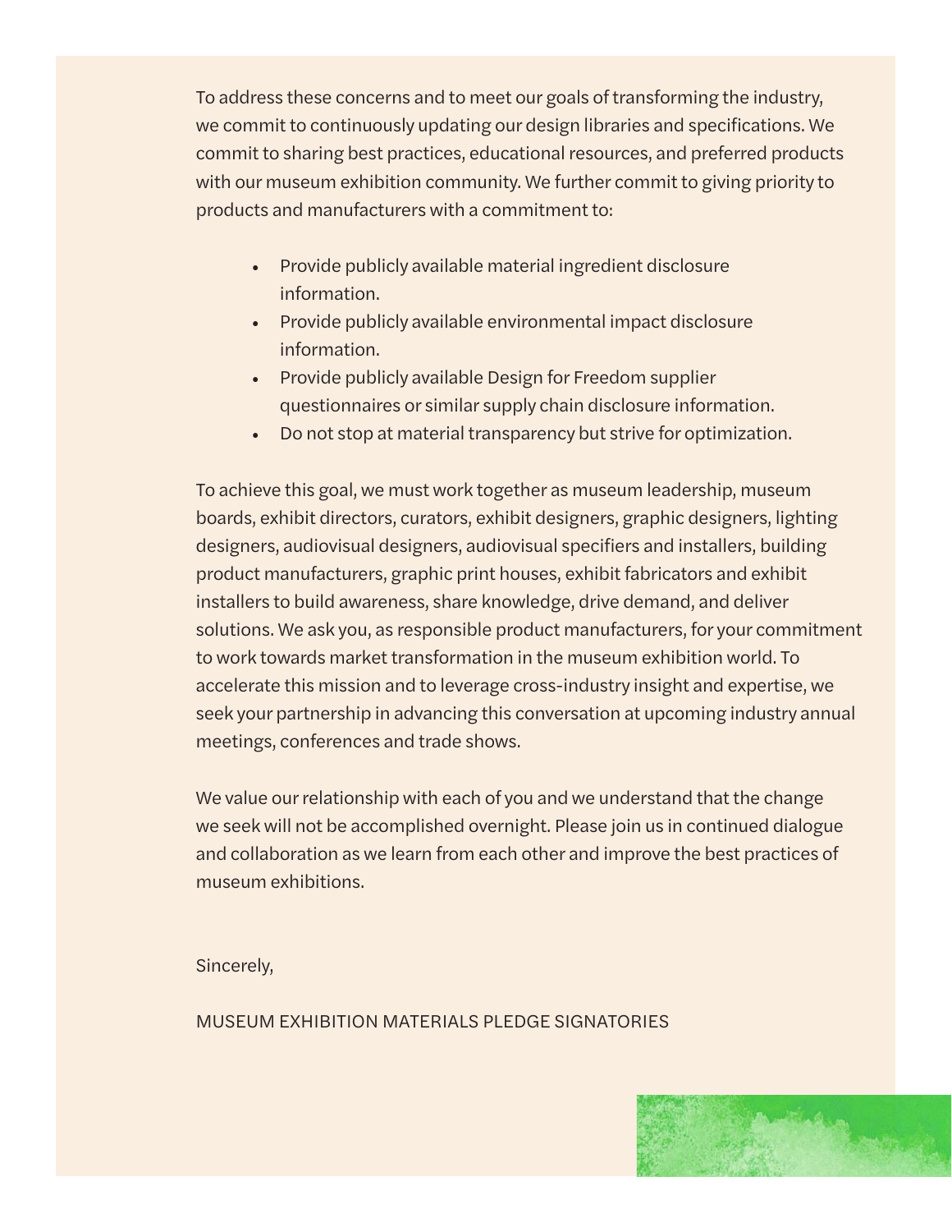To address these concerns and to meet our goals of transforming the industry, we commit to continuously updating our design libraries and specifications. We commit to sharing best practices, educational resources, and preferred products with our museum exhibition community. We further commit to giving priority to products and manufacturers with a commitment to:

- Provide publicly available material ingredient disclosure information.
- Provide publicly available environmental impact disclosure information.
- Provide publicly available Design for Freedom supplier questionnaires or similar supply chain disclosure information.
- Do not stop at material transparency but strive for optimization.

To achieve this goal, we must work together as museum leadership, museum boards, exhibit directors, curators, exhibit designers, graphic designers, lighting designers, audiovisual designers, audiovisual specifiers and installers, building product manufacturers, graphic print houses, exhibit fabricators and exhibit installers to build awareness, share knowledge, drive demand, and deliver solutions. We ask you, as responsible product manufacturers, for your commitment to work towards market transformation in the museum exhibition world. To accelerate this mission and to leverage cross-industry insight and expertise, we seek your partnership in advancing this conversation at upcoming industry annual meetings, conferences and trade shows.

We value our relationship with each of you and we understand that the change we seek will not be accomplished overnight. Please join us in continued dialogue and collaboration as we learn from each other and improve the best practices of museum exhibitions.

Sincerely,

MUSEUM EXHIBITION MATERIALS PLEDGE SIGNATORIES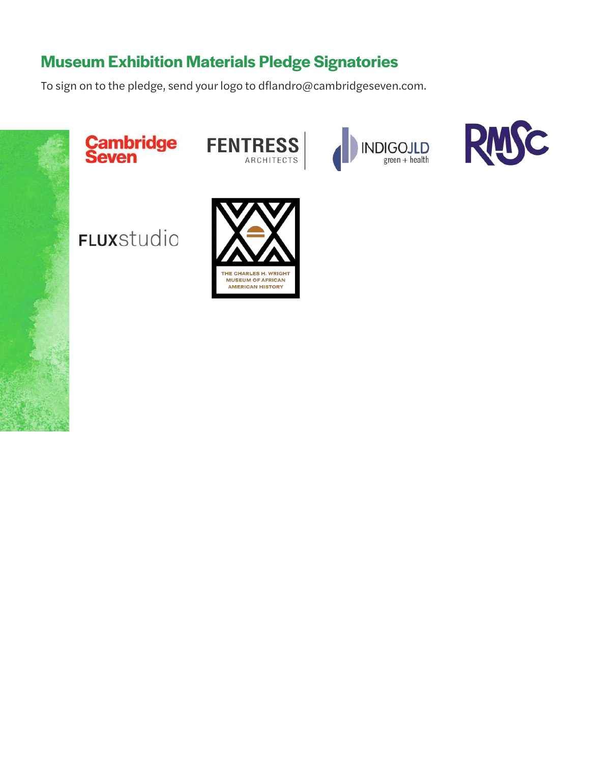## Museum Exhibition Materials Pledge Signatories

To sign on to the pledge, send your logo to dflandro@cambridgeseven.com.

Cambridge Seven

FENTRESS ARCHITECTS

INDIGOJLD green + health

RMSC

FLUXstudio

THE CHARLES H. WRIGHT MUSEUM OF AFRICAN AMERICAN HISTORY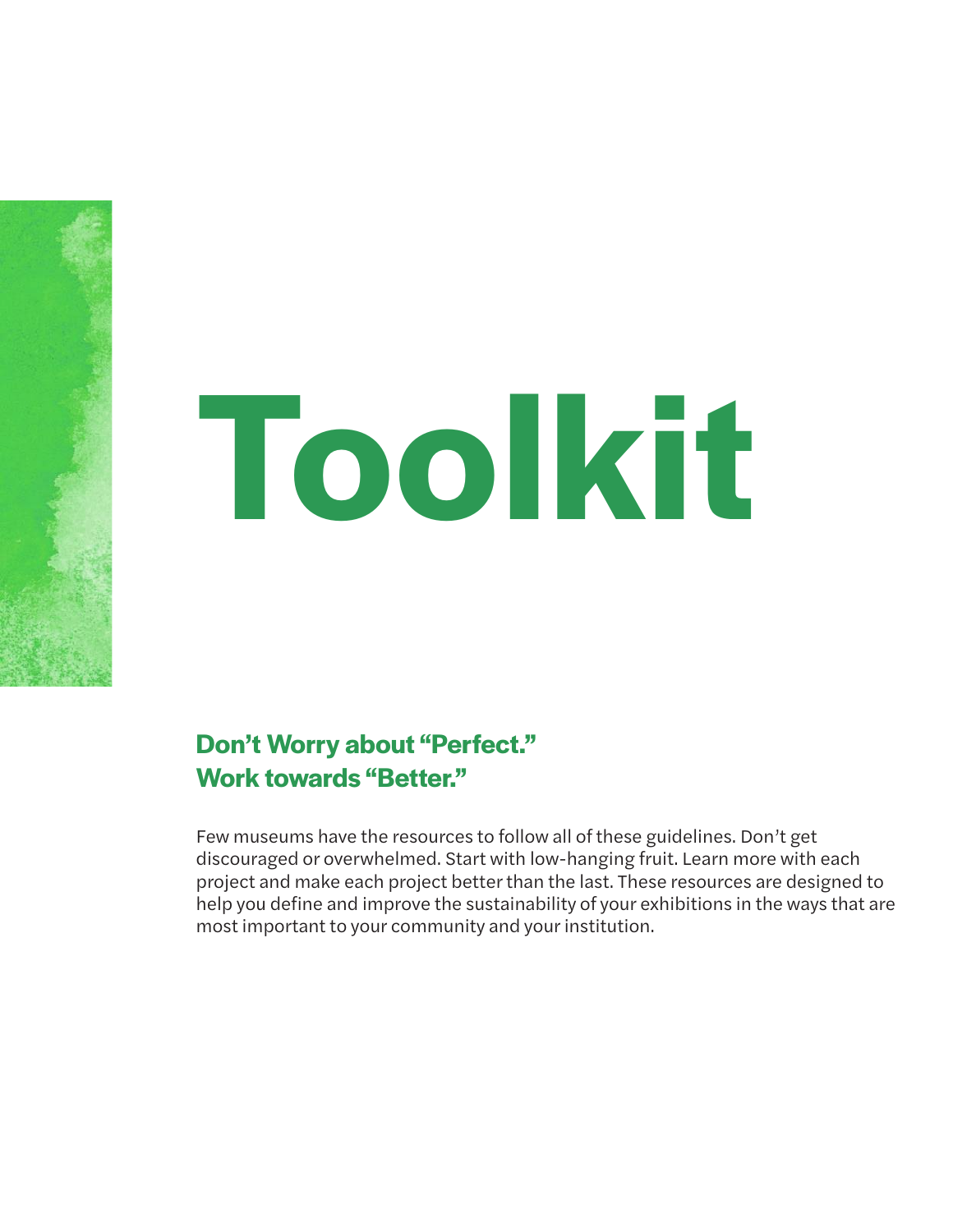# Toolkit

## Don't Worry about "Perfect." Work towards "Better."

Few museums have the resources to follow all of these guidelines. Don't get discouraged or overwhelmed. Start with low-hanging fruit. Learn more with each project and make each project better than the last. These resources are designed to help you define and improve the sustainability of your exhibitions in the ways that are most important to your community and your institution.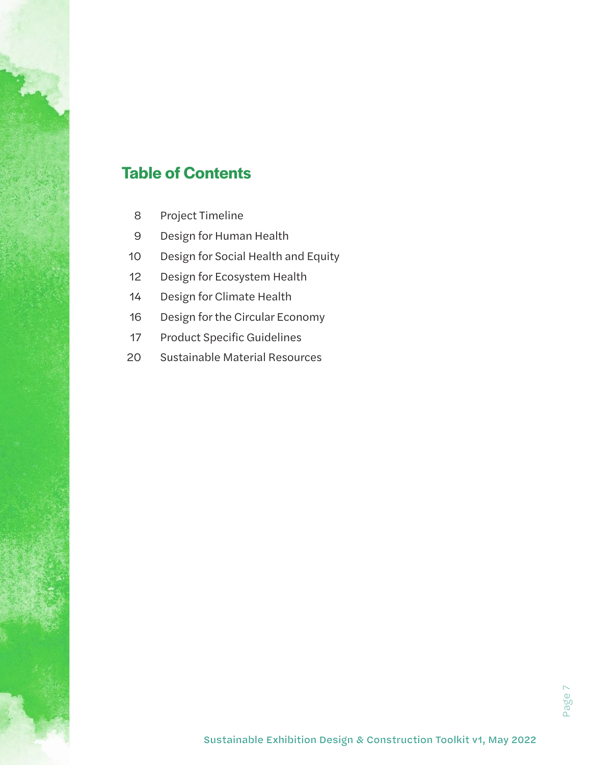## Table of Contents

| | |
|---|---|
| 8 | Project Timeline |
| 9 | Design for Human Health |
| 10 | Design for Social Health and Equity |
| 12 | Design for Ecosystem Health |
| 14 | Design for Climate Health |
| 16 | Design for the Circular Economy |
| 17 | Product Specific Guidelines |
| 20 | Sustainable Material Resources |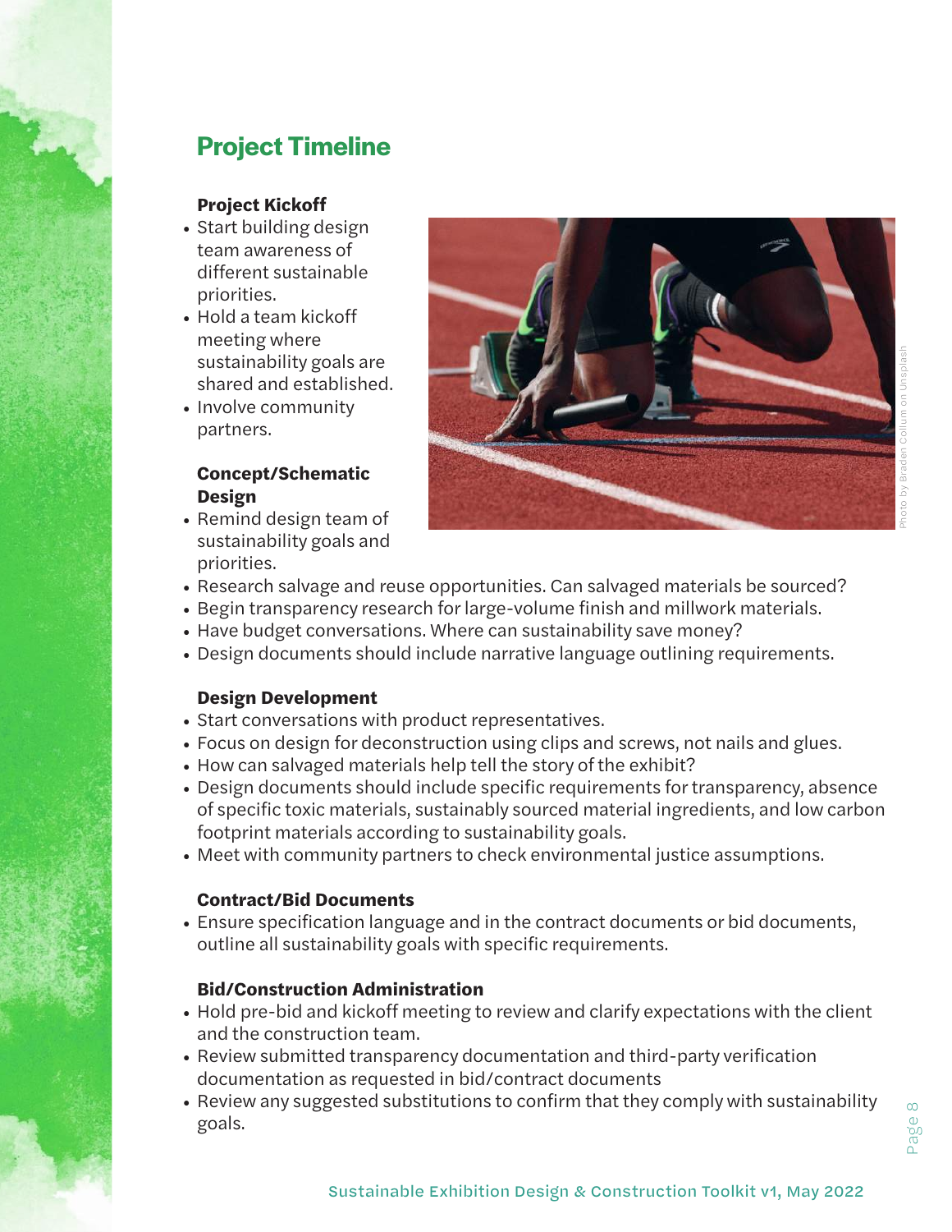## Project Timeline

### Project Kickoff

- Start building design team awareness of different sustainable priorities.
- Hold a team kickoff meeting where sustainability goals are shared and established.
- Involve community partners.

### Concept/Schematic Design

- Remind design team of sustainability goals and priorities.
- Research salvage and reuse opportunities. Can salvaged materials be sourced?
- Begin transparency research for large-volume finish and millwork materials.
- Have budget conversations. Where can sustainability save money?
- Design documents should include narrative language outlining requirements.

### Design Development

- Start conversations with product representatives.
- Focus on design for deconstruction using clips and screws, not nails and glues.
- How can salvaged materials help tell the story of the exhibit?
- Design documents should include specific requirements for transparency, absence of specific toxic materials, sustainably sourced material ingredients, and low carbon footprint materials according to sustainability goals.
- Meet with community partners to check environmental justice assumptions.

### Contract/Bid Documents

- Ensure specification language and in the contract documents or bid documents, outline all sustainability goals with specific requirements.

### Bid/Construction Administration

- Hold pre-bid and kickoff meeting to review and clarify expectations with the client and the construction team.
- Review submitted transparency documentation and third-party verification documentation as requested in bid/contract documents
- Review any suggested substitutions to confirm that they comply with sustainability goals.

Photo by Braden Collum on Unsplash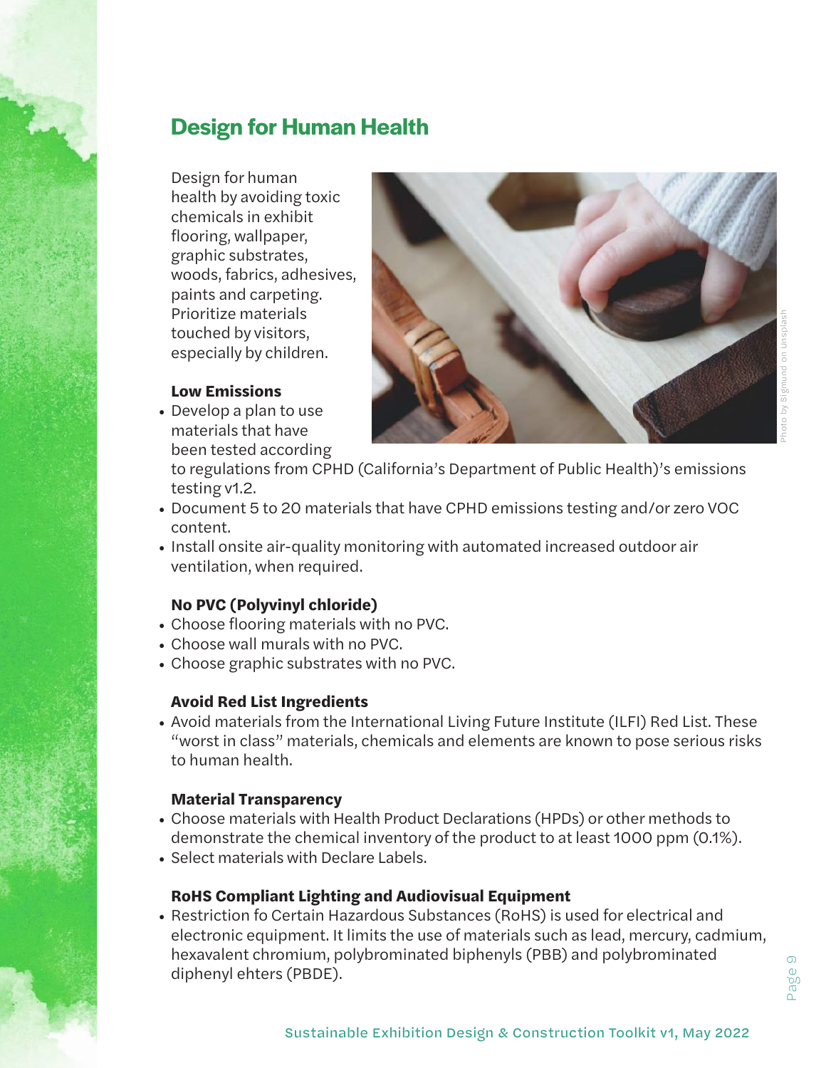# Design for Human Health

Design for human health by avoiding toxic chemicals in exhibit flooring, wallpaper, graphic substrates, woods, fabrics, adhesives, paints and carpeting. Prioritize materials touched by visitors, especially by children.

Photo by Sigmund on Unsplash

### Low Emissions

- Develop a plan to use materials that have been tested according to regulations from CPHD (California's Department of Public Health)'s emissions testing v1.2.
- Document 5 to 20 materials that have CPHD emissions testing and/or zero VOC content.
- Install onsite air-quality monitoring with automated increased outdoor air ventilation, when required.

### No PVC (Polyvinyl chloride)

- Choose flooring materials with no PVC.
- Choose wall murals with no PVC.
- Choose graphic substrates with no PVC.

### Avoid Red List Ingredients

- Avoid materials from the International Living Future Institute (ILFI) Red List. These "worst in class" materials, chemicals and elements are known to pose serious risks to human health.

### Material Transparency

- Choose materials with Health Product Declarations (HPDs) or other methods to demonstrate the chemical inventory of the product to at least 1000 ppm (0.1%).
- Select materials with Declare Labels.

### RoHS Compliant Lighting and Audiovisual Equipment

- Restriction fo Certain Hazardous Substances (RoHS) is used for electrical and electronic equipment. It limits the use of materials such as lead, mercury, cadmium, hexavalent chromium, polybrominated biphenyls (PBB) and polybrominated diphenyl ehters (PBDE).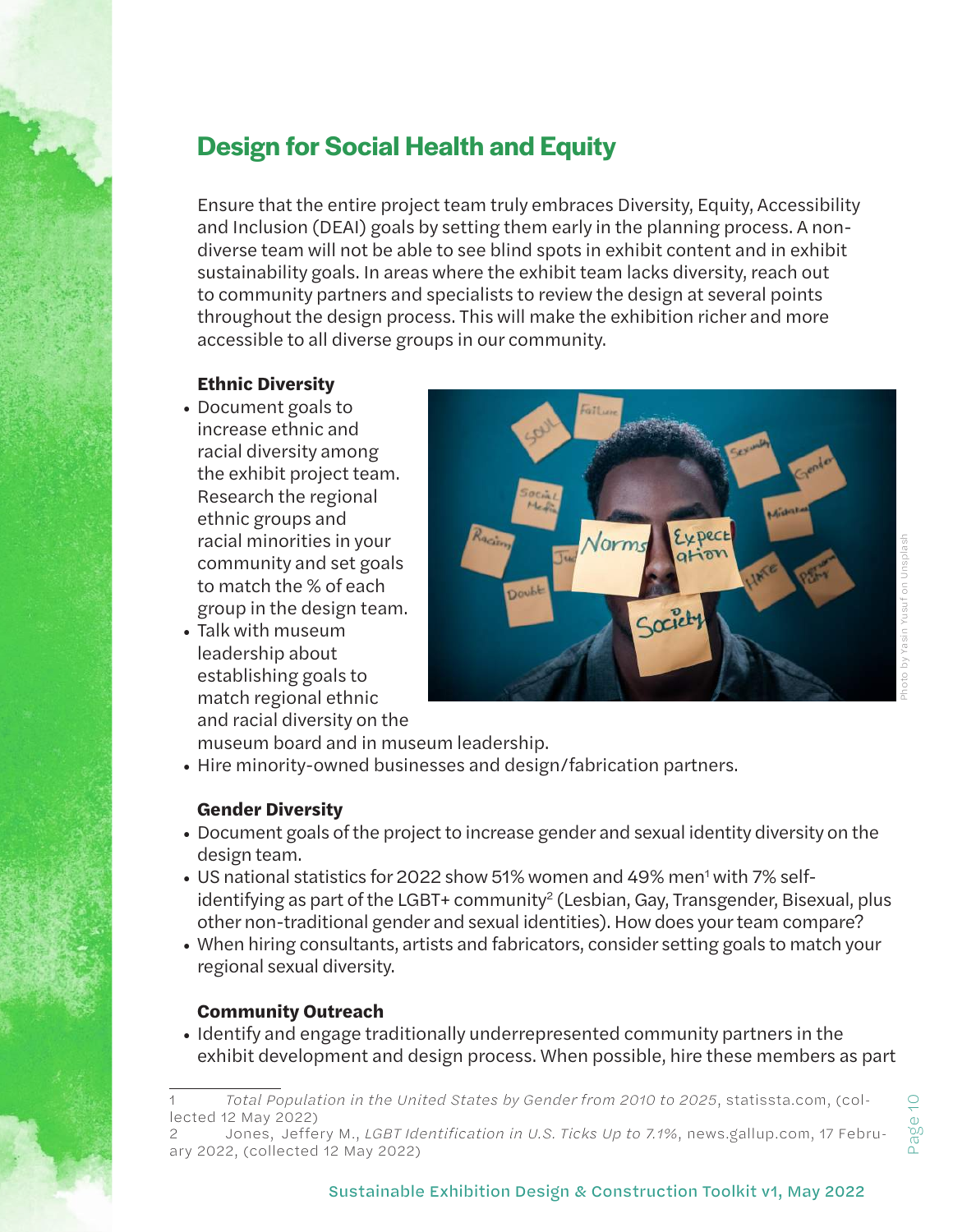## Design for Social Health and Equity

Ensure that the entire project team truly embraces Diversity, Equity, Accessibility and Inclusion (DEAI) goals by setting them early in the planning process. A non-diverse team will not be able to see blind spots in exhibit content and in exhibit sustainability goals. In areas where the exhibit team lacks diversity, reach out to community partners and specialists to review the design at several points throughout the design process. This will make the exhibition richer and more accessible to all diverse groups in our community.

### Ethnic Diversity

- Document goals to increase ethnic and racial diversity among the exhibit project team. Research the regional ethnic groups and racial minorities in your community and set goals to match the % of each group in the design team.
- Talk with museum leadership about establishing goals to match regional ethnic and racial diversity on the museum board and in museum leadership.
- Hire minority-owned businesses and design/fabrication partners.

Photo by Yasin Yusuf on Unsplash

### Gender Diversity

- Document goals of the project to increase gender and sexual identity diversity on the design team.
- US national statistics for 2022 show 51% women and 49% men[1] with 7% self-identifying as part of the LGBT+ community[2] (Lesbian, Gay, Transgender, Bisexual, plus other non-traditional gender and sexual identities). How does your team compare?
- When hiring consultants, artists and fabricators, consider setting goals to match your regional sexual diversity.

### Community Outreach

- Identify and engage traditionally underrepresented community partners in the exhibit development and design process. When possible, hire these members as part

---

1 *Total Population in the United States by Gender from 2010 to 2025*, statista.com, (collected 12 May 2022)

2 Jones, Jeffery M., *LGBT Identification in U.S. Ticks Up to 7.1%*, news.gallup.com, 17 February 2022, (collected 12 May 2022)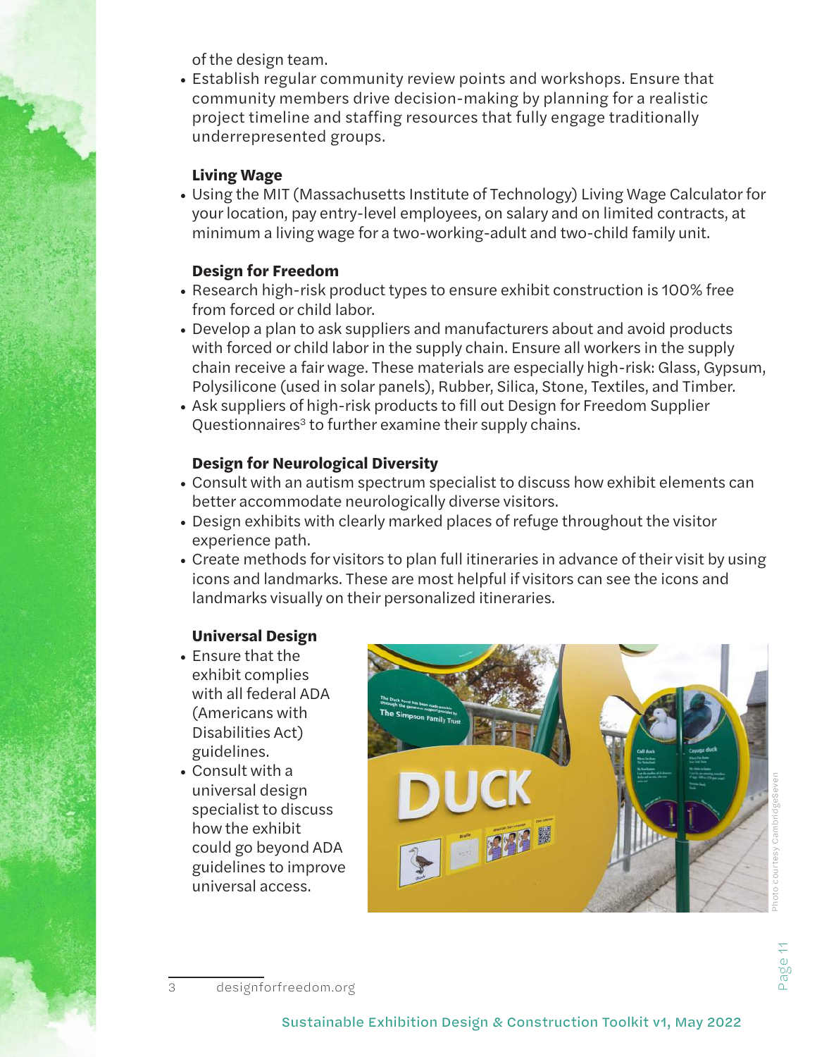of the design team.

- Establish regular community review points and workshops. Ensure that community members drive decision-making by planning for a realistic project timeline and staffing resources that fully engage traditionally underrepresented groups.

### Living Wage

- Using the MIT (Massachusetts Institute of Technology) Living Wage Calculator for your location, pay entry-level employees, on salary and on limited contracts, at minimum a living wage for a two-working-adult and two-child family unit.

### Design for Freedom

- Research high-risk product types to ensure exhibit construction is 100% free from forced or child labor.
- Develop a plan to ask suppliers and manufacturers about and avoid products with forced or child labor in the supply chain. Ensure all workers in the supply chain receive a fair wage. These materials are especially high-risk: Glass, Gypsum, Polysilicone (used in solar panels), Rubber, Silica, Stone, Textiles, and Timber.
- Ask suppliers of high-risk products to fill out Design for Freedom Supplier Questionnaires[3] to further examine their supply chains.

### Design for Neurological Diversity

- Consult with an autism spectrum specialist to discuss how exhibit elements can better accommodate neurologically diverse visitors.
- Design exhibits with clearly marked places of refuge throughout the visitor experience path.
- Create methods for visitors to plan full itineraries in advance of their visit by using icons and landmarks. These are most helpful if visitors can see the icons and landmarks visually on their personalized itineraries.

### Universal Design

- Ensure that the exhibit complies with all federal ADA (Americans with Disabilities Act) guidelines.
- Consult with a universal design specialist to discuss how the exhibit could go beyond ADA guidelines to improve universal access.

Photo courtesy CambridgeSeven

3 designforfreedom.org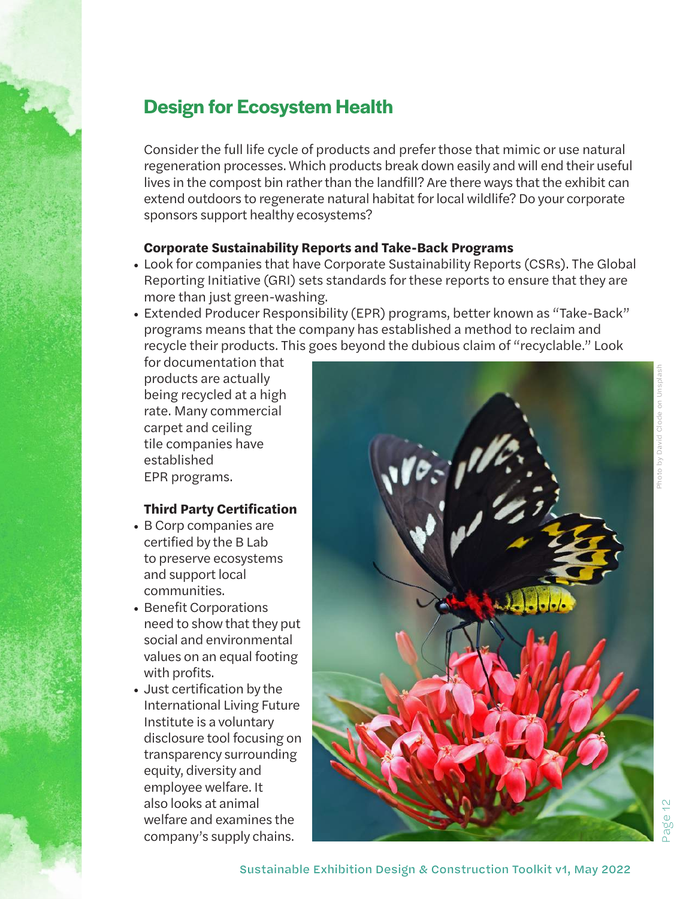## Design for Ecosystem Health

Consider the full life cycle of products and prefer those that mimic or use natural regeneration processes. Which products break down easily and will end their useful lives in the compost bin rather than the landfill? Are there ways that the exhibit can extend outdoors to regenerate natural habitat for local wildlife? Do your corporate sponsors support healthy ecosystems?

**Corporate Sustainability Reports and Take-Back Programs**

- Look for companies that have Corporate Sustainability Reports (CSRs). The Global Reporting Initiative (GRI) sets standards for these reports to ensure that they are more than just green-washing.
- Extended Producer Responsibility (EPR) programs, better known as "Take-Back" programs means that the company has established a method to reclaim and recycle their products. This goes beyond the dubious claim of "recyclable." Look for documentation that products are actually being recycled at a high rate. Many commercial carpet and ceiling tile companies have established EPR programs.

**Third Party Certification**

- B Corp companies are certified by the B Lab to preserve ecosystems and support local communities.
- Benefit Corporations need to show that they put social and environmental values on an equal footing with profits.
- Just certification by the International Living Future Institute is a voluntary disclosure tool focusing on transparency surrounding equity, diversity and employee welfare. It also looks at animal welfare and examines the company's supply chains.

Photo by David Clode on Unsplash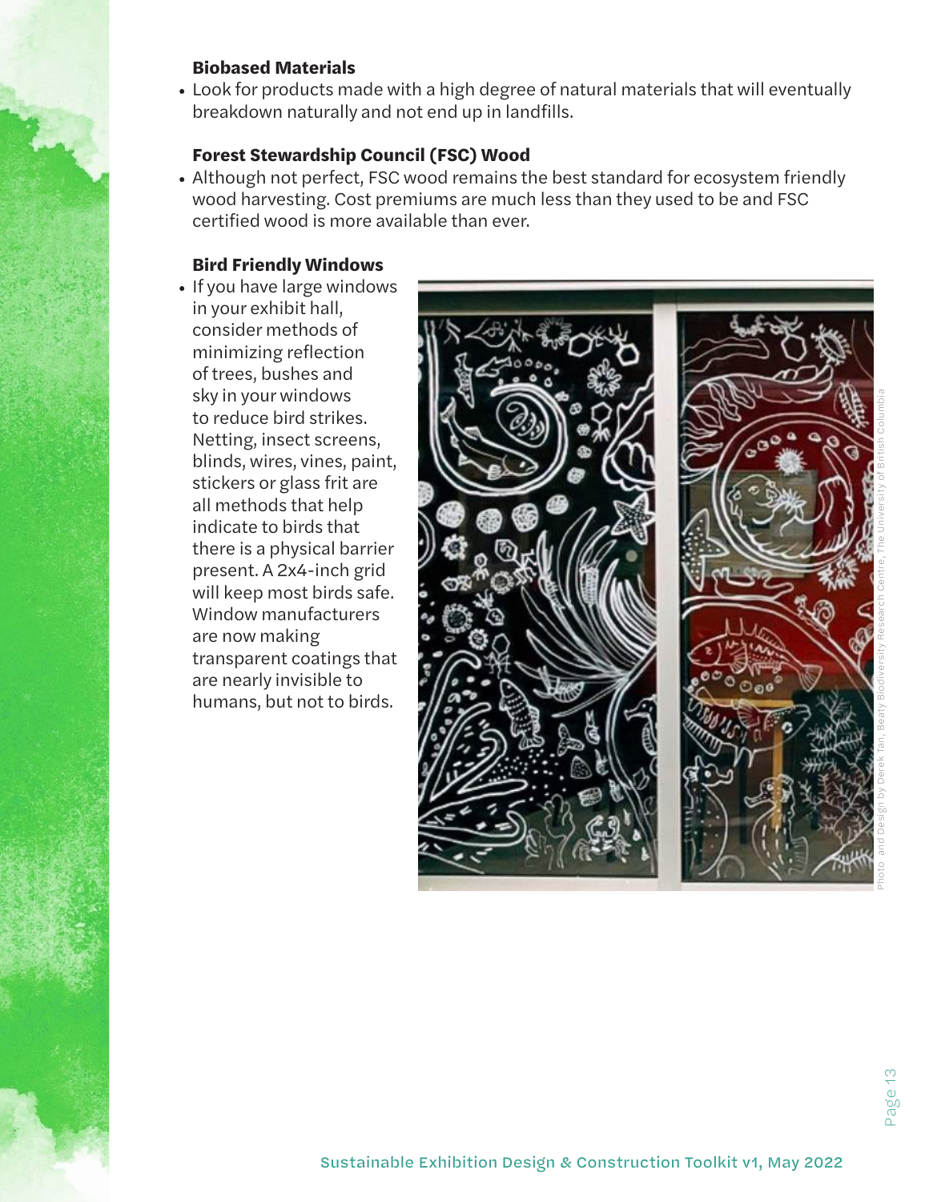### Biobased Materials

- Look for products made with a high degree of natural materials that will eventually breakdown naturally and not end up in landfills.

### Forest Stewardship Council (FSC) Wood

- Although not perfect, FSC wood remains the best standard for ecosystem friendly wood harvesting. Cost premiums are much less than they used to be and FSC certified wood is more available than ever.

### Bird Friendly Windows

- If you have large windows in your exhibit hall, consider methods of minimizing reflection of trees, bushes and sky in your windows to reduce bird strikes. Netting, insect screens, blinds, wires, vines, paint, stickers or glass frit are all methods that help indicate to birds that there is a physical barrier present. A 2x4-inch grid will keep most birds safe. Window manufacturers are now making transparent coatings that are nearly invisible to humans, but not to birds.

Photo and Design by Derek Tan, Beaty Biodiversity Research Centre, The University of British Columbia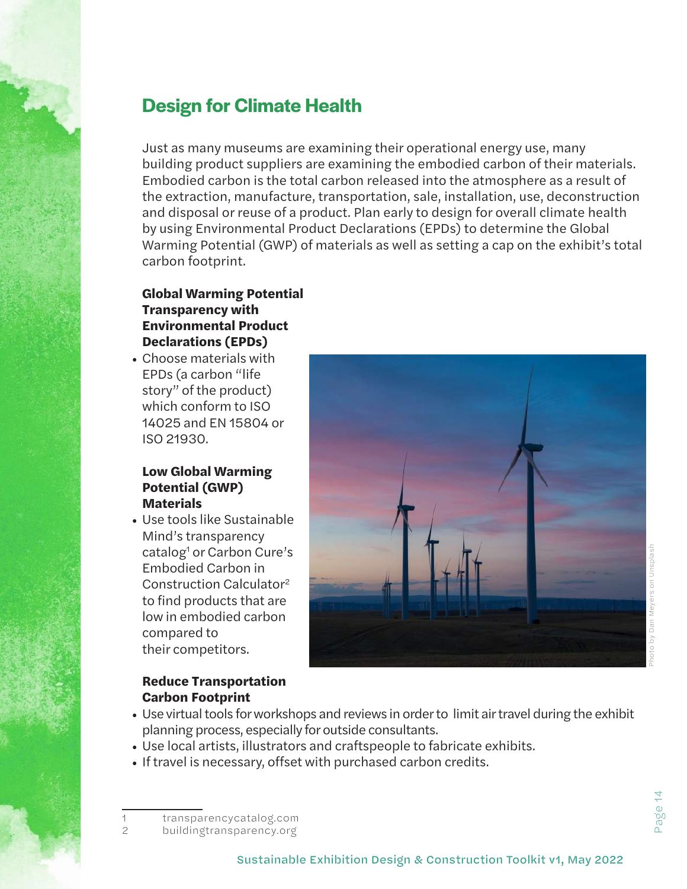## Design for Climate Health

Just as many museums are examining their operational energy use, many building product suppliers are examining the embodied carbon of their materials. Embodied carbon is the total carbon released into the atmosphere as a result of the extraction, manufacture, transportation, sale, installation, use, deconstruction and disposal or reuse of a product. Plan early to design for overall climate health by using Environmental Product Declarations (EPDs) to determine the Global Warming Potential (GWP) of materials as well as setting a cap on the exhibit's total carbon footprint.

### Global Warming Potential Transparency with Environmental Product Declarations (EPDs)

- Choose materials with EPDs (a carbon "life story" of the product) which conform to ISO 14025 and EN 15804 or ISO 21930.

### Low Global Warming Potential (GWP) Materials

- Use tools like Sustainable Mind's transparency catalog[1] or Carbon Cure's Embodied Carbon in Construction Calculator[2] to find products that are low in embodied carbon compared to their competitors.

Photo by Dan Meyers on Unsplash

### Reduce Transportation Carbon Footprint

- Use virtual tools for workshops and reviews in order to limit air travel during the exhibit planning process, especially for outside consultants.
- Use local artists, illustrators and craftspeople to fabricate exhibits.
- If travel is necessary, offset with purchased carbon credits.

---

1 transparencycatalog.com
2 buildingtransparency.org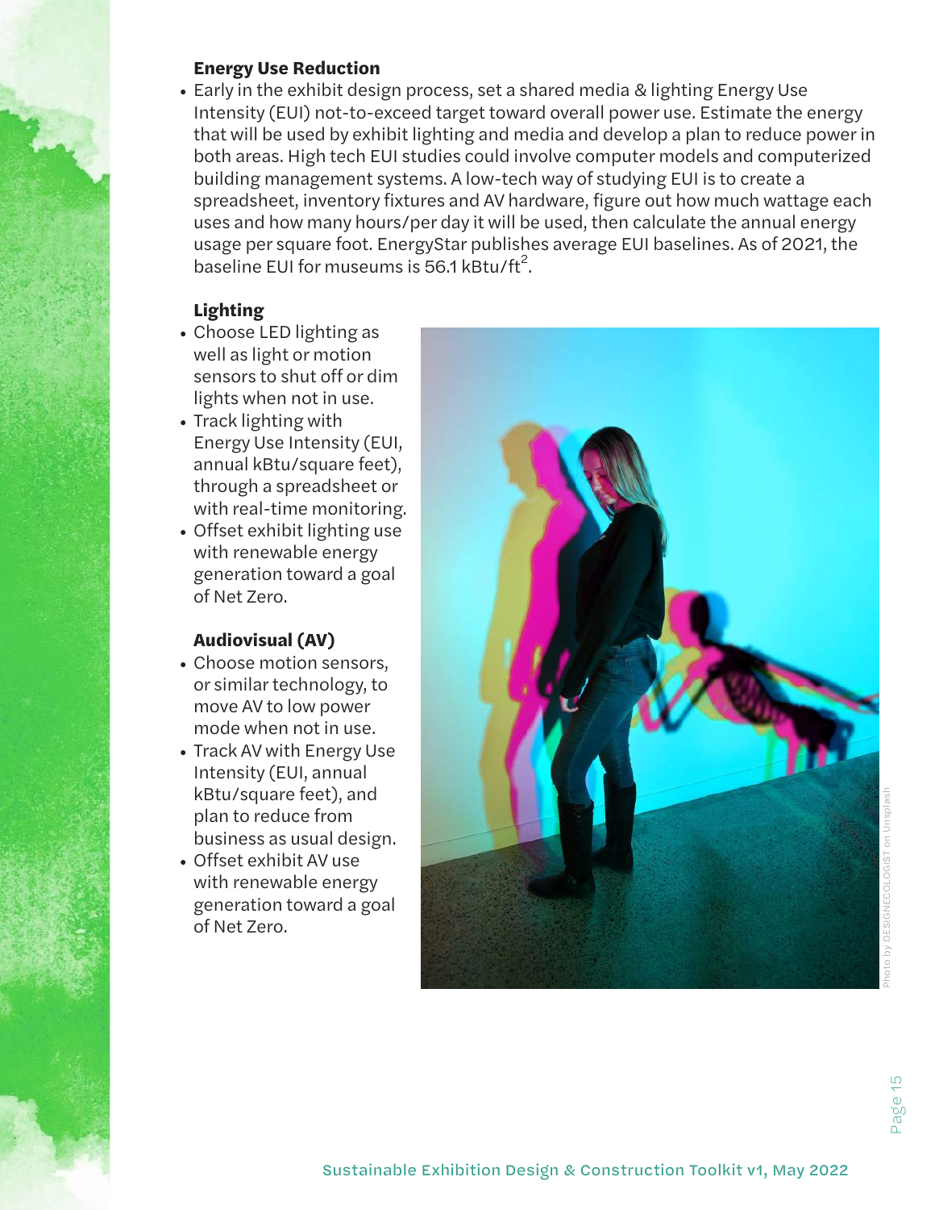### Energy Use Reduction

- Early in the exhibit design process, set a shared media & lighting Energy Use Intensity (EUI) not-to-exceed target toward overall power use. Estimate the energy that will be used by exhibit lighting and media and develop a plan to reduce power in both areas. High tech EUI studies could involve computer models and computerized building management systems. A low-tech way of studying EUI is to create a spreadsheet, inventory fixtures and AV hardware, figure out how much wattage each uses and how many hours/per day it will be used, then calculate the annual energy usage per square foot. EnergyStar publishes average EUI baselines. As of 2021, the baseline EUI for museums is 56.1 kBtu/ft$^2$.

### Lighting

- Choose LED lighting as well as light or motion sensors to shut off or dim lights when not in use.
- Track lighting with Energy Use Intensity (EUI, annual kBtu/square feet), through a spreadsheet or with real-time monitoring.
- Offset exhibit lighting use with renewable energy generation toward a goal of Net Zero.

### Audiovisual (AV)

- Choose motion sensors, or similar technology, to move AV to low power mode when not in use.
- Track AV with Energy Use Intensity (EUI, annual kBtu/square feet), and plan to reduce from business as usual design.
- Offset exhibit AV use with renewable energy generation toward a goal of Net Zero.

Photo by DESIGNECOLOGIST on Unsplash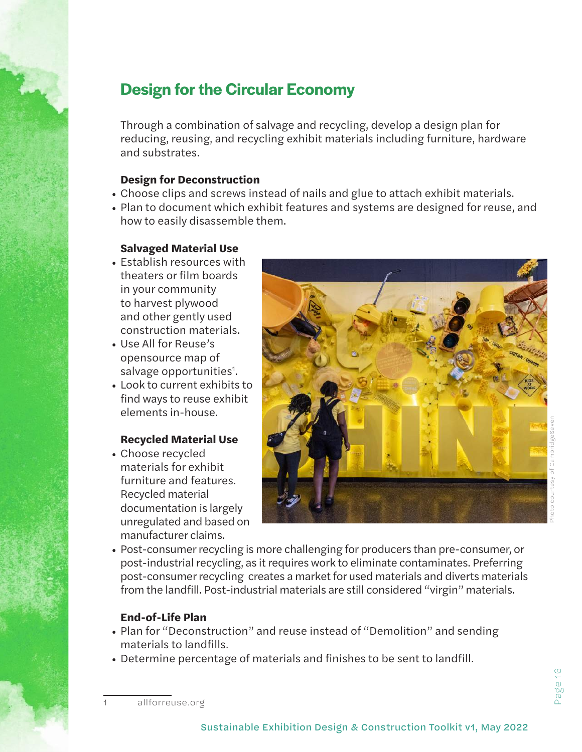## Design for the Circular Economy

Through a combination of salvage and recycling, develop a design plan for reducing, reusing, and recycling exhibit materials including furniture, hardware and substrates.

**Design for Deconstruction**

- Choose clips and screws instead of nails and glue to attach exhibit materials.
- Plan to document which exhibit features and systems are designed for reuse, and how to easily disassemble them.

**Salvaged Material Use**

- Establish resources with theaters or film boards in your community to harvest plywood and other gently used construction materials.
- Use All for Reuse's opensource map of salvage opportunities[1].
- Look to current exhibits to find ways to reuse exhibit elements in-house.

**Recycled Material Use**

- Choose recycled materials for exhibit furniture and features. Recycled material documentation is largely unregulated and based on manufacturer claims.
- Post-consumer recycling is more challenging for producers than pre-consumer, or post-industrial recycling, as it requires work to eliminate contaminates. Preferring post-consumer recycling creates a market for used materials and diverts materials from the landfill. Post-industrial materials are still considered "virgin" materials.

Photo courtesy of CambridgeSeven

**End-of-Life Plan**

- Plan for "Deconstruction" and reuse instead of "Demolition" and sending materials to landfills.
- Determine percentage of materials and finishes to be sent to landfill.

1 allforreuse.org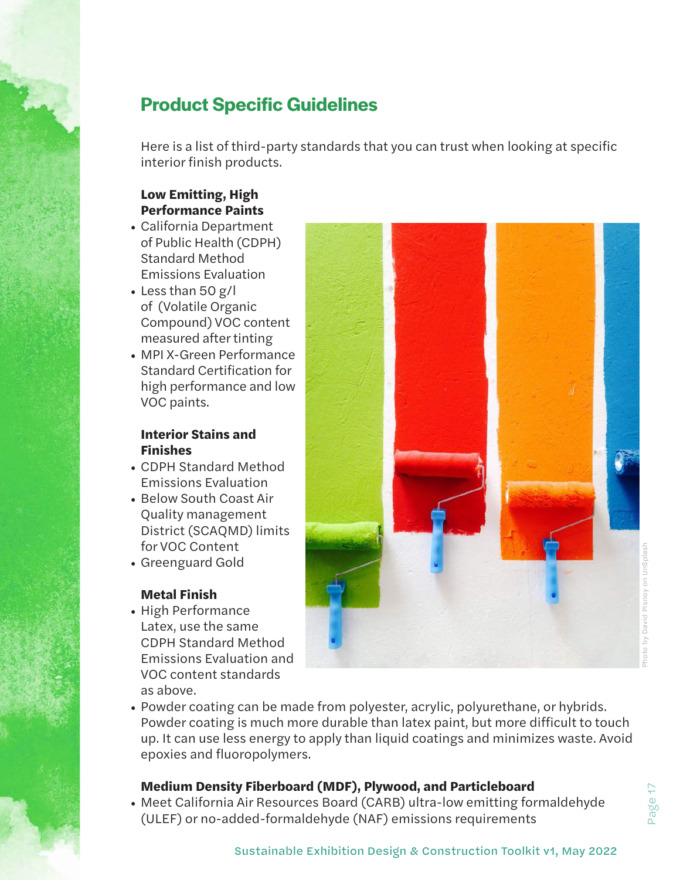## Product Specific Guidelines

Here is a list of third-party standards that you can trust when looking at specific interior finish products.

**Low Emitting, High Performance Paints**

- California Department of Public Health (CDPH) Standard Method Emissions Evaluation
- Less than 50 g/l of (Volatile Organic Compound) VOC content measured after tinting
- MPI X-Green Performance Standard Certification for high performance and low VOC paints.

**Interior Stains and Finishes**

- CDPH Standard Method Emissions Evaluation
- Below South Coast Air Quality management District (SCAQMD) limits for VOC Content
- Greenguard Gold

**Metal Finish**

- High Performance Latex, use the same CDPH Standard Method Emissions Evaluation and VOC content standards as above.
- Powder coating can be made from polyester, acrylic, polyurethane, or hybrids. Powder coating is much more durable than latex paint, but more difficult to touch up. It can use less energy to apply than liquid coatings and minimizes waste. Avoid epoxies and fluoropolymers.

Photo by David Pisnoy on Unsplash

**Medium Density Fiberboard (MDF), Plywood, and Particleboard**

- Meet California Air Resources Board (CARB) ultra-low emitting formaldehyde (ULEF) or no-added-formaldehyde (NAF) emissions requirements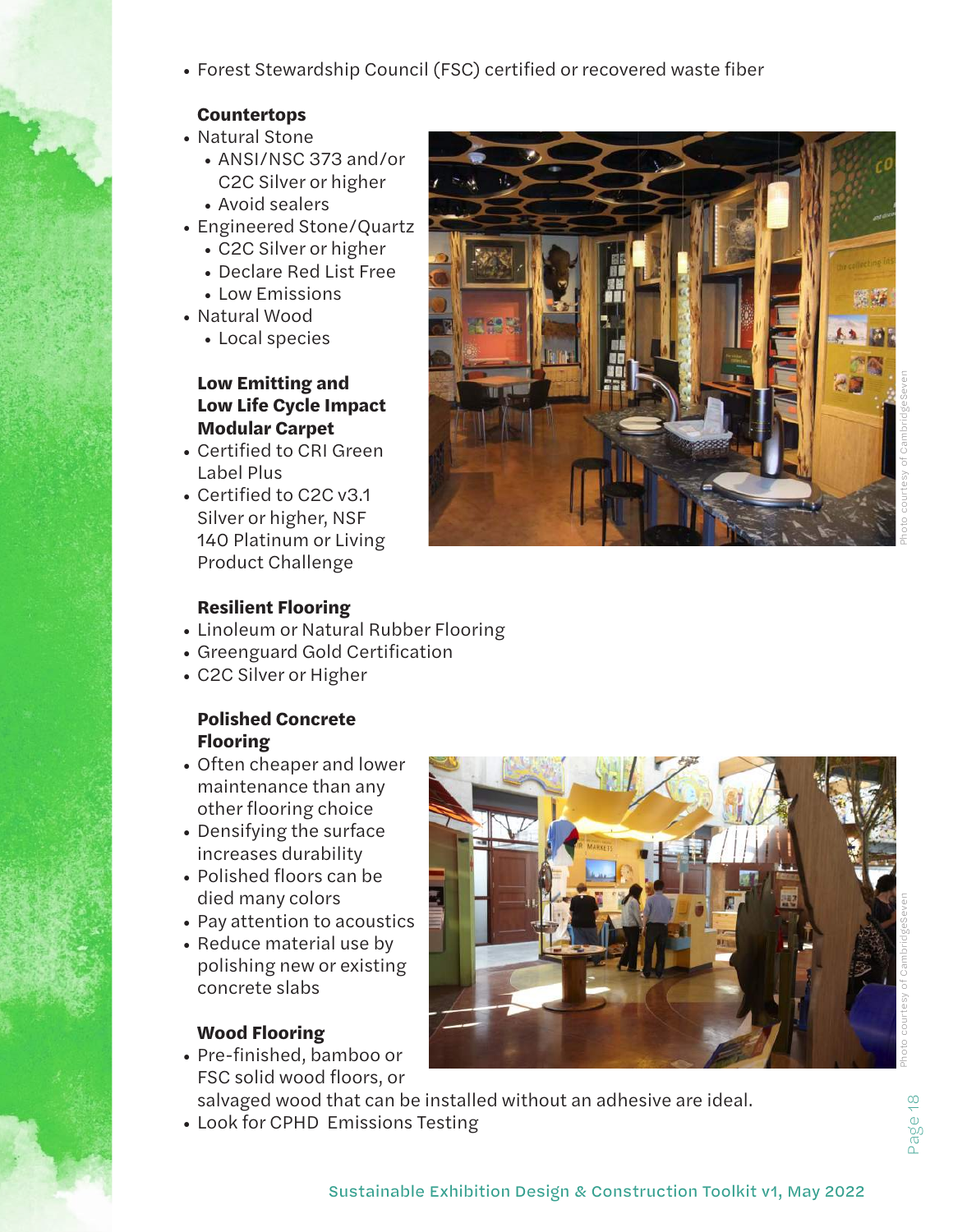- Forest Stewardship Council (FSC) certified or recovered waste fiber

**Countertops**

- Natural Stone
  - ANSI/NSC 373 and/or C2C Silver or higher
  - Avoid sealers
- Engineered Stone/Quartz
  - C2C Silver or higher
  - Declare Red List Free
  - Low Emissions
- Natural Wood
  - Local species

**Low Emitting and Low Life Cycle Impact Modular Carpet**

- Certified to CRI Green Label Plus
- Certified to C2C v3.1 Silver or higher, NSF 140 Platinum or Living Product Challenge

Photo courtesy of CambridgeSeven

**Resilient Flooring**

- Linoleum or Natural Rubber Flooring
- Greenguard Gold Certification
- C2C Silver or Higher

**Polished Concrete Flooring**

- Often cheaper and lower maintenance than any other flooring choice
- Densifying the surface increases durability
- Polished floors can be died many colors
- Pay attention to acoustics
- Reduce material use by polishing new or existing concrete slabs

Photo courtesy of CambridgeSeven

**Wood Flooring**

- Pre-finished, bamboo or FSC solid wood floors, or salvaged wood that can be installed without an adhesive are ideal.
- Look for CPHD Emissions Testing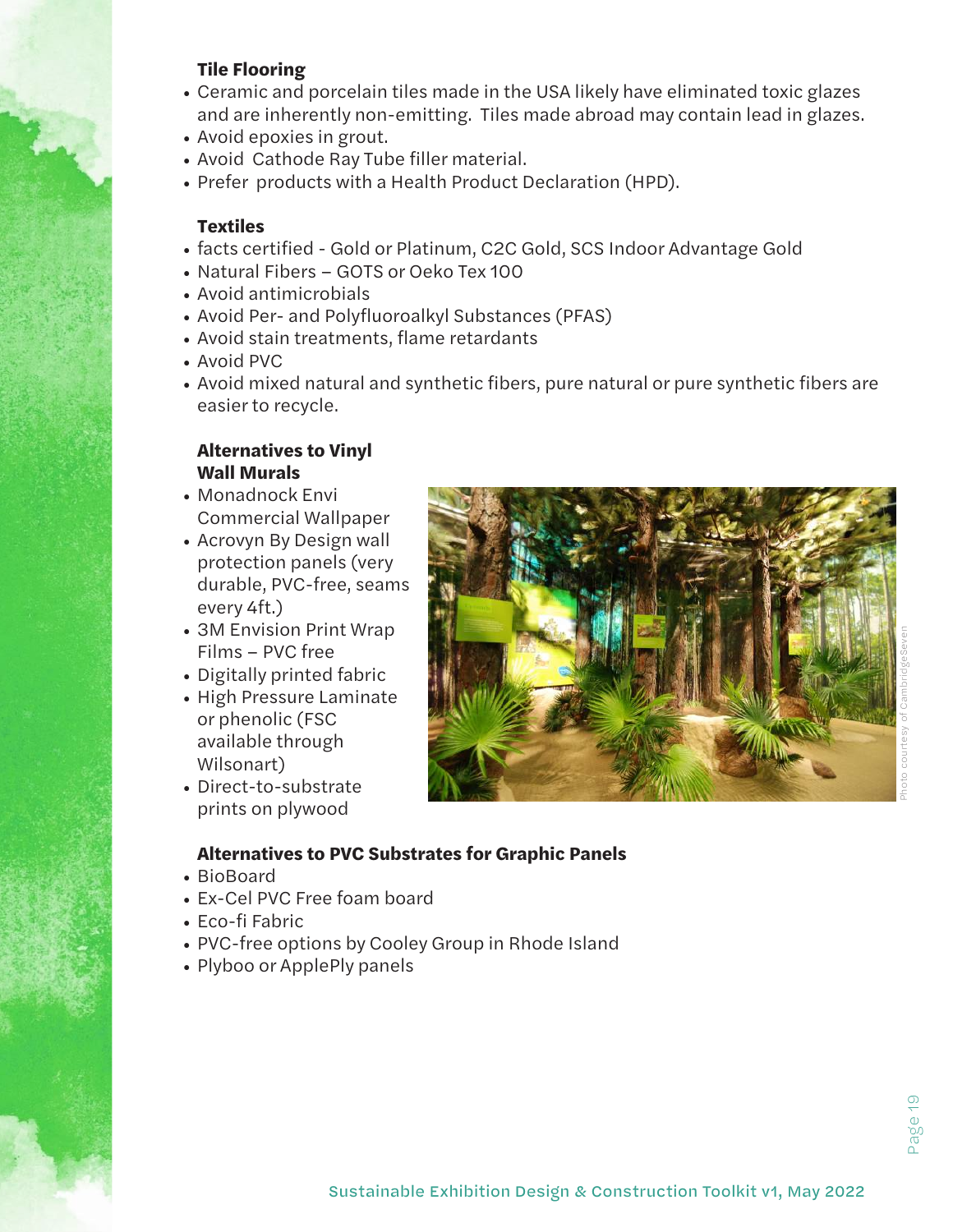### Tile Flooring

- Ceramic and porcelain tiles made in the USA likely have eliminated toxic glazes and are inherently non-emitting. Tiles made abroad may contain lead in glazes.
- Avoid epoxies in grout.
- Avoid Cathode Ray Tube filler material.
- Prefer products with a Health Product Declaration (HPD).

### Textiles

- facts certified - Gold or Platinum, C2C Gold, SCS Indoor Advantage Gold
- Natural Fibers – GOTS or Oeko Tex 100
- Avoid antimicrobials
- Avoid Per- and Polyfluoroalkyl Substances (PFAS)
- Avoid stain treatments, flame retardants
- Avoid PVC
- Avoid mixed natural and synthetic fibers, pure natural or pure synthetic fibers are easier to recycle.

### Alternatives to Vinyl Wall Murals

- Monadnock Envi Commercial Wallpaper
- Acrovyn By Design wall protection panels (very durable, PVC-free, seams every 4ft.)
- 3M Envision Print Wrap Films – PVC free
- Digitally printed fabric
- High Pressure Laminate or phenolic (FSC available through Wilsonart)
- Direct-to-substrate prints on plywood

Photo courtesy of CambridgeSeven

### Alternatives to PVC Substrates for Graphic Panels

- BioBoard
- Ex-Cel PVC Free foam board
- Eco-fi Fabric
- PVC-free options by Cooley Group in Rhode Island
- Plyboo or ApplePly panels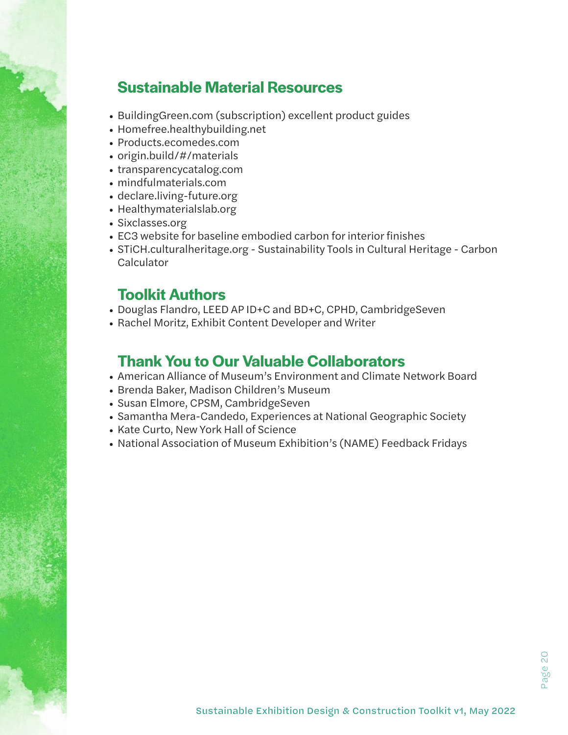## Sustainable Material Resources

- BuildingGreen.com (subscription) excellent product guides
- Homefree.healthybuilding.net
- Products.ecomedes.com
- origin.build/#/materials
- transparencycatalog.com
- mindfulmaterials.com
- declare.living-future.org
- Healthymaterialslab.org
- Sixclasses.org
- EC3 website for baseline embodied carbon for interior finishes
- STiCH.culturalheritage.org - Sustainability Tools in Cultural Heritage - Carbon Calculator

## Toolkit Authors

- Douglas Flandro, LEED AP ID+C and BD+C, CPHD, CambridgeSeven
- Rachel Moritz, Exhibit Content Developer and Writer

## Thank You to Our Valuable Collaborators

- American Alliance of Museum's Environment and Climate Network Board
- Brenda Baker, Madison Children's Museum
- Susan Elmore, CPSM, CambridgeSeven
- Samantha Mera-Candedo, Experiences at National Geographic Society
- Kate Curto, New York Hall of Science
- National Association of Museum Exhibition's (NAME) Feedback Fridays